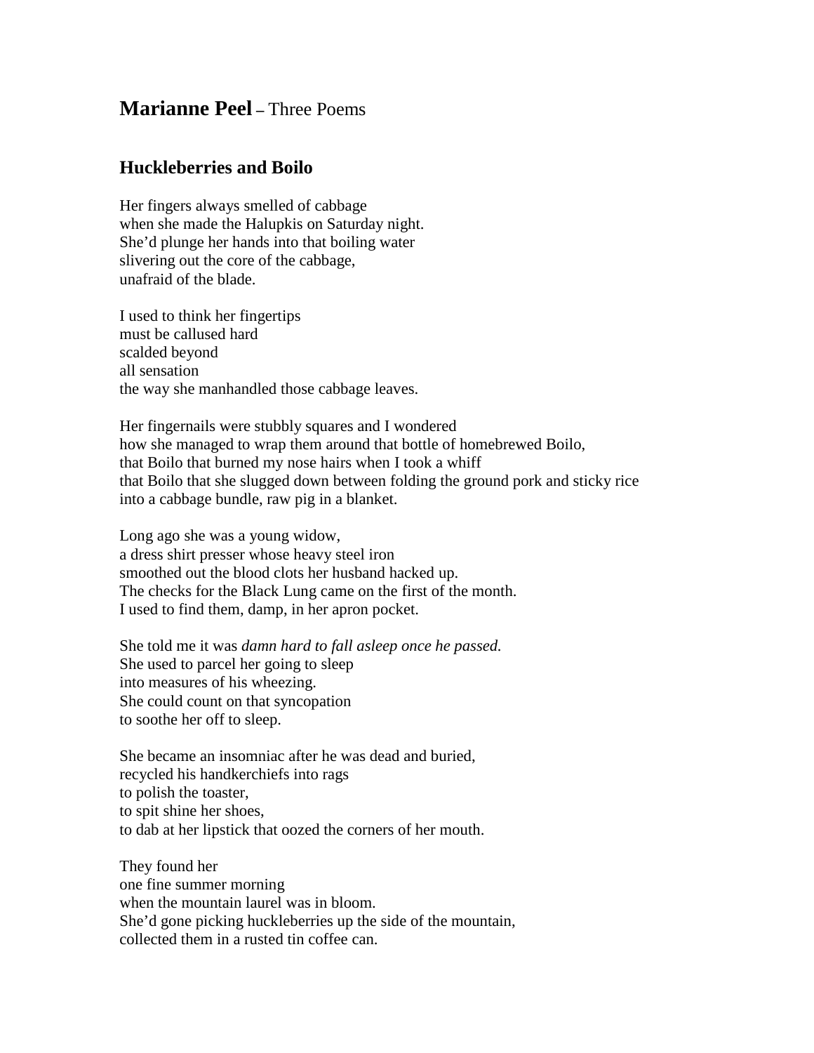# **Marianne Peel** – Three Poems

## Huckleberries and Boilo

Her fingers always smelled of cabbage  
when she made the Halupkis on Saturday night.  
She'd plunge her hands into that boiling water  
slivering out the core of the cabbage,  
unafraid of the blade.

I used to think her fingertips  
must be callused hard  
scalded beyond  
all sensation  
the way she manhandled those cabbage leaves.

Her fingernails were stubbly squares and I wondered  
how she managed to wrap them around that bottle of homebrewed Boilo,  
that Boilo that burned my nose hairs when I took a whiff  
that Boilo that she slugged down between folding the ground pork and sticky rice  
into a cabbage bundle, raw pig in a blanket.

Long ago she was a young widow,  
a dress shirt presser whose heavy steel iron  
smoothed out the blood clots her husband hacked up.  
The checks for the Black Lung came on the first of the month.  
I used to find them, damp, in her apron pocket.

She told me it was *damn hard to fall asleep once he passed.*  
She used to parcel her going to sleep  
into measures of his wheezing.  
She could count on that syncopation  
to soothe her off to sleep.

She became an insomniac after he was dead and buried,  
recycled his handkerchiefs into rags  
to polish the toaster,  
to spit shine her shoes,  
to dab at her lipstick that oozed the corners of her mouth.

They found her  
one fine summer morning  
when the mountain laurel was in bloom.  
She'd gone picking huckleberries up the side of the mountain,  
collected them in a rusted tin coffee can.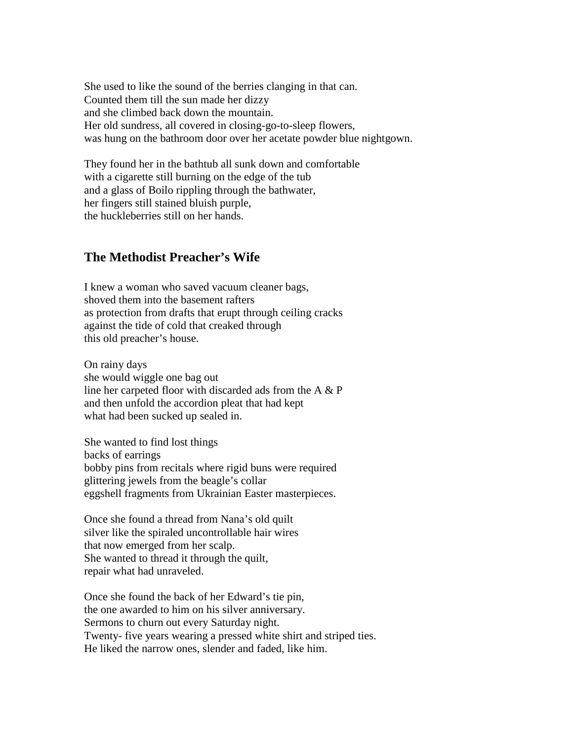She used to like the sound of the berries clanging in that can.
Counted them till the sun made her dizzy
and she climbed back down the mountain.
Her old sundress, all covered in closing-go-to-sleep flowers,
was hung on the bathroom door over her acetate powder blue nightgown.

They found her in the bathtub all sunk down and comfortable
with a cigarette still burning on the edge of the tub
and a glass of Boilo rippling through the bathwater,
her fingers still stained bluish purple,
the huckleberries still on her hands.

## The Methodist Preacher's Wife

I knew a woman who saved vacuum cleaner bags,
shoved them into the basement rafters
as protection from drafts that erupt through ceiling cracks
against the tide of cold that creaked through
this old preacher's house.

On rainy days
she would wiggle one bag out
line her carpeted floor with discarded ads from the A & P
and then unfold the accordion pleat that had kept
what had been sucked up sealed in.

She wanted to find lost things
backs of earrings
bobby pins from recitals where rigid buns were required
glittering jewels from the beagle's collar
eggshell fragments from Ukrainian Easter masterpieces.

Once she found a thread from Nana's old quilt
silver like the spiraled uncontrollable hair wires
that now emerged from her scalp.
She wanted to thread it through the quilt,
repair what had unraveled.

Once she found the back of her Edward's tie pin,
the one awarded to him on his silver anniversary.
Sermons to churn out every Saturday night.
Twenty- five years wearing a pressed white shirt and striped ties.
He liked the narrow ones, slender and faded, like him.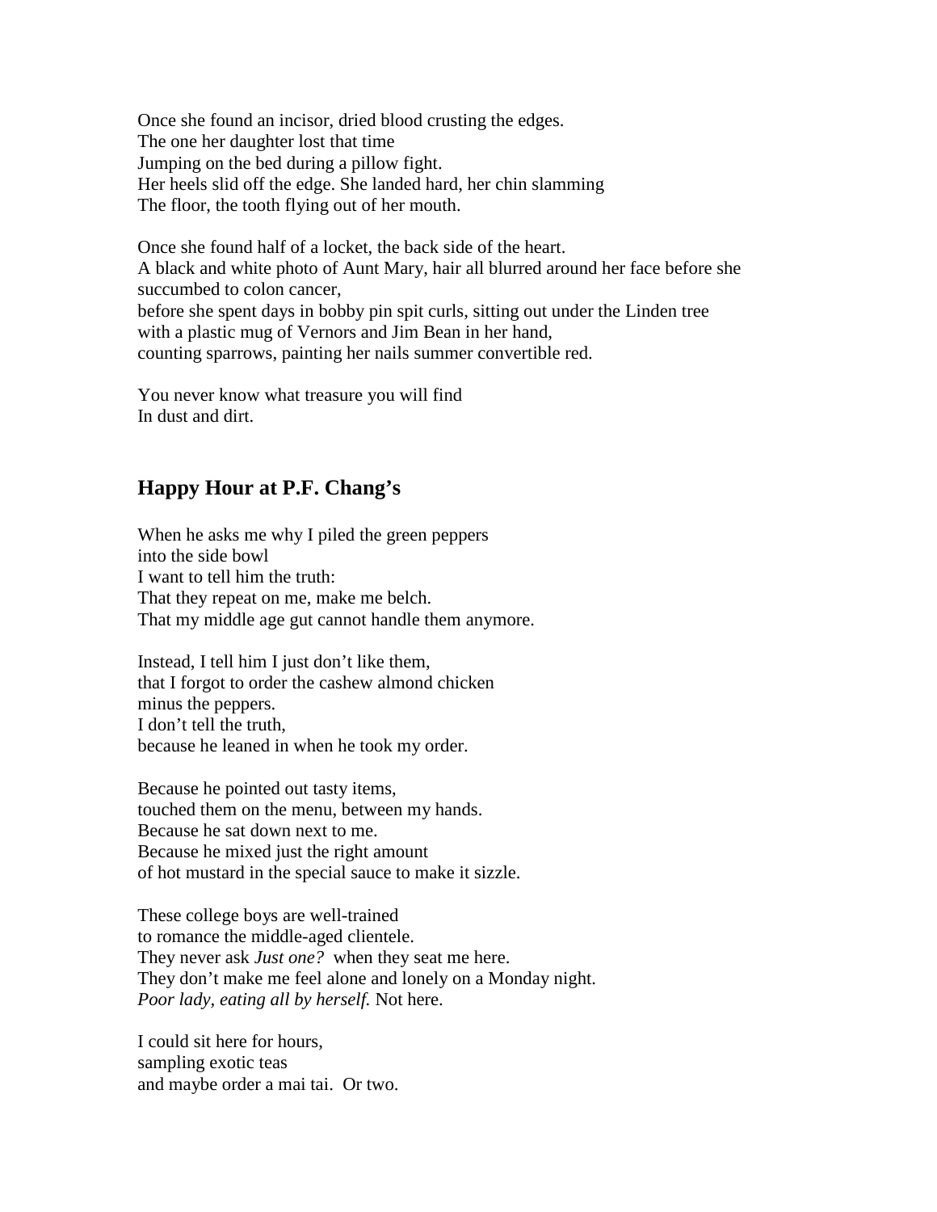Once she found an incisor, dried blood crusting the edges.
The one her daughter lost that time
Jumping on the bed during a pillow fight.
Her heels slid off the edge. She landed hard, her chin slamming
The floor, the tooth flying out of her mouth.

Once she found half of a locket, the back side of the heart.
A black and white photo of Aunt Mary, hair all blurred around her face before she succumbed to colon cancer,
before she spent days in bobby pin spit curls, sitting out under the Linden tree
with a plastic mug of Vernors and Jim Bean in her hand,
counting sparrows, painting her nails summer convertible red.

You never know what treasure you will find
In dust and dirt.

## Happy Hour at P.F. Chang's

When he asks me why I piled the green peppers
into the side bowl
I want to tell him the truth:
That they repeat on me, make me belch.
That my middle age gut cannot handle them anymore.

Instead, I tell him I just don't like them,
that I forgot to order the cashew almond chicken
minus the peppers.
I don't tell the truth,
because he leaned in when he took my order.

Because he pointed out tasty items,
touched them on the menu, between my hands.
Because he sat down next to me.
Because he mixed just the right amount
of hot mustard in the special sauce to make it sizzle.

These college boys are well-trained
to romance the middle-aged clientele.
They never ask *Just one?* when they seat me here.
They don't make me feel alone and lonely on a Monday night.
*Poor lady, eating all by herself.* Not here.

I could sit here for hours,
sampling exotic teas
and maybe order a mai tai. Or two.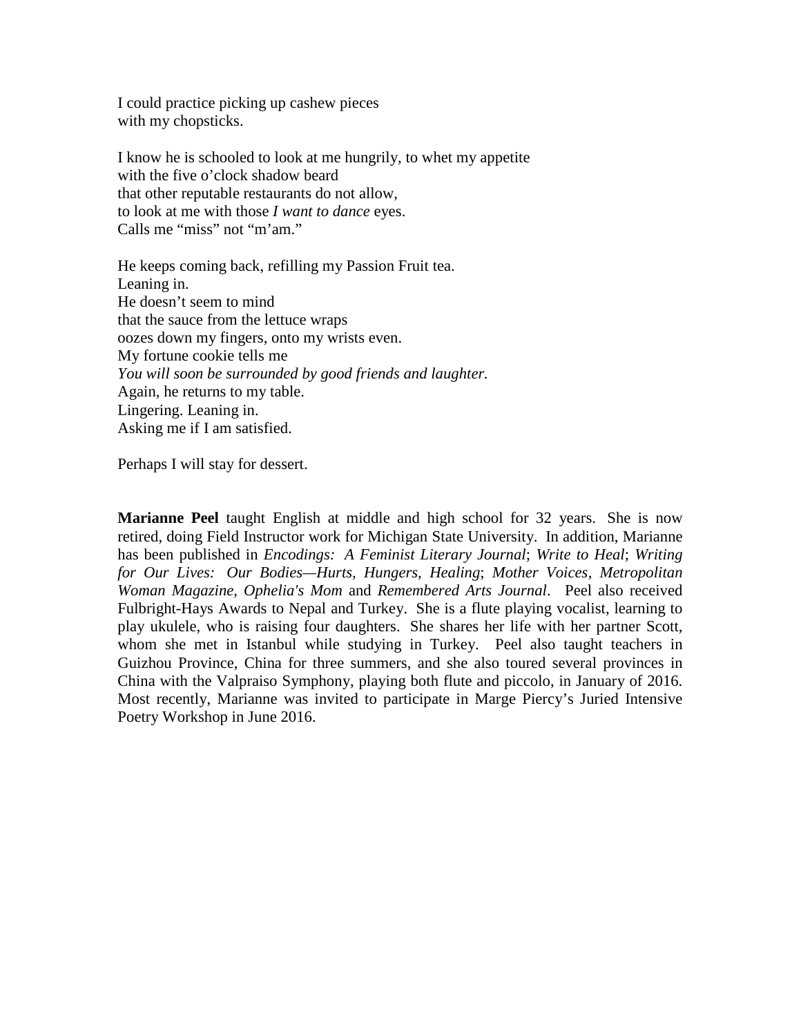I could practice picking up cashew pieces  
with my chopsticks.

I know he is schooled to look at me hungrily, to whet my appetite  
with the five o'clock shadow beard  
that other reputable restaurants do not allow,  
to look at me with those *I want to dance* eyes.  
Calls me "miss" not "m'am."

He keeps coming back, refilling my Passion Fruit tea.  
Leaning in.  
He doesn't seem to mind  
that the sauce from the lettuce wraps  
oozes down my fingers, onto my wrists even.  
My fortune cookie tells me  
*You will soon be surrounded by good friends and laughter.*  
Again, he returns to my table.  
Lingering. Leaning in.  
Asking me if I am satisfied.

Perhaps I will stay for dessert.

**Marianne Peel** taught English at middle and high school for 32 years. She is now retired, doing Field Instructor work for Michigan State University. In addition, Marianne has been published in *Encodings: A Feminist Literary Journal*; *Write to Heal*; *Writing for Our Lives: Our Bodies—Hurts, Hungers, Healing*; *Mother Voices, Metropolitan Woman Magazine, Ophelia's Mom* and *Remembered Arts Journal*. Peel also received Fulbright-Hays Awards to Nepal and Turkey. She is a flute playing vocalist, learning to play ukulele, who is raising four daughters. She shares her life with her partner Scott, whom she met in Istanbul while studying in Turkey. Peel also taught teachers in Guizhou Province, China for three summers, and she also toured several provinces in China with the Valpraiso Symphony, playing both flute and piccolo, in January of 2016. Most recently, Marianne was invited to participate in Marge Piercy's Juried Intensive Poetry Workshop in June 2016.